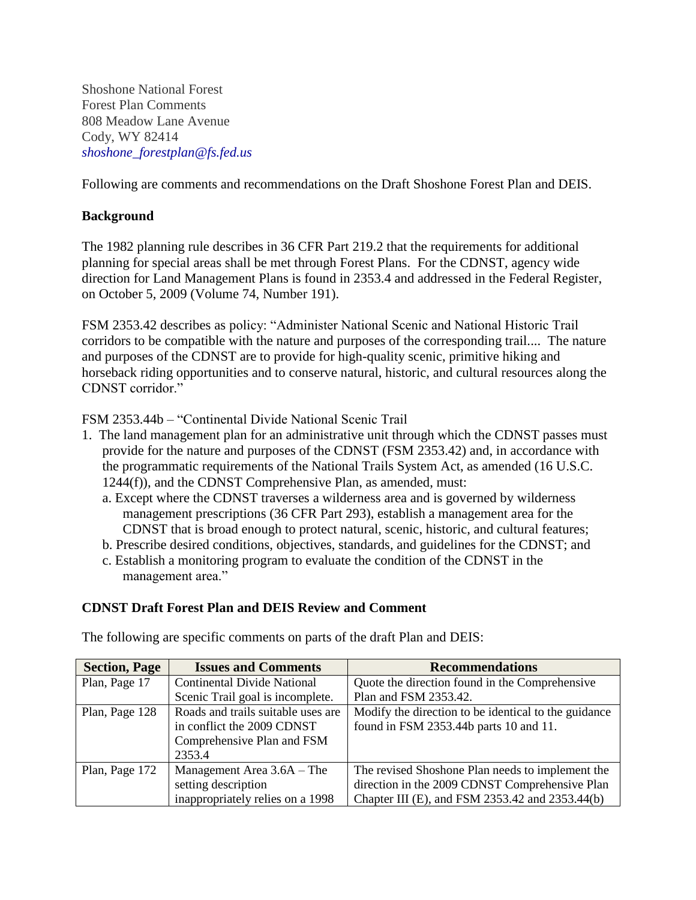Shoshone National Forest
Forest Plan Comments
808 Meadow Lane Avenue
Cody, WY 82414
*shoshone_forestplan@fs.fed.us*

Following are comments and recommendations on the Draft Shoshone Forest Plan and DEIS.

**Background**

The 1982 planning rule describes in 36 CFR Part 219.2 that the requirements for additional planning for special areas shall be met through Forest Plans. For the CDNST, agency wide direction for Land Management Plans is found in 2353.4 and addressed in the Federal Register, on October 5, 2009 (Volume 74, Number 191).

FSM 2353.42 describes as policy: "Administer National Scenic and National Historic Trail corridors to be compatible with the nature and purposes of the corresponding trail.... The nature and purposes of the CDNST are to provide for high-quality scenic, primitive hiking and horseback riding opportunities and to conserve natural, historic, and cultural resources along the CDNST corridor."

FSM 2353.44b – "Continental Divide National Scenic Trail

1. The land management plan for an administrative unit through which the CDNST passes must provide for the nature and purposes of the CDNST (FSM 2353.42) and, in accordance with the programmatic requirements of the National Trails System Act, as amended (16 U.S.C. 1244(f)), and the CDNST Comprehensive Plan, as amended, must:
   a. Except where the CDNST traverses a wilderness area and is governed by wilderness management prescriptions (36 CFR Part 293), establish a management area for the CDNST that is broad enough to protect natural, scenic, historic, and cultural features;
   b. Prescribe desired conditions, objectives, standards, and guidelines for the CDNST; and
   c. Establish a monitoring program to evaluate the condition of the CDNST in the management area."

**CDNST Draft Forest Plan and DEIS Review and Comment**

The following are specific comments on parts of the draft Plan and DEIS:

| Section, Page | Issues and Comments | Recommendations |
|---|---|---|
| Plan, Page 17 | Continental Divide National Scenic Trail goal is incomplete. | Quote the direction found in the Comprehensive Plan and FSM 2353.42. |
| Plan, Page 128 | Roads and trails suitable uses are in conflict the 2009 CDNST Comprehensive Plan and FSM 2353.4 | Modify the direction to be identical to the guidance found in FSM 2353.44b parts 10 and 11. |
| Plan, Page 172 | Management Area 3.6A – The setting description inappropriately relies on a 1998 | The revised Shoshone Plan needs to implement the direction in the 2009 CDNST Comprehensive Plan Chapter III (E), and FSM 2353.42 and 2353.44(b) |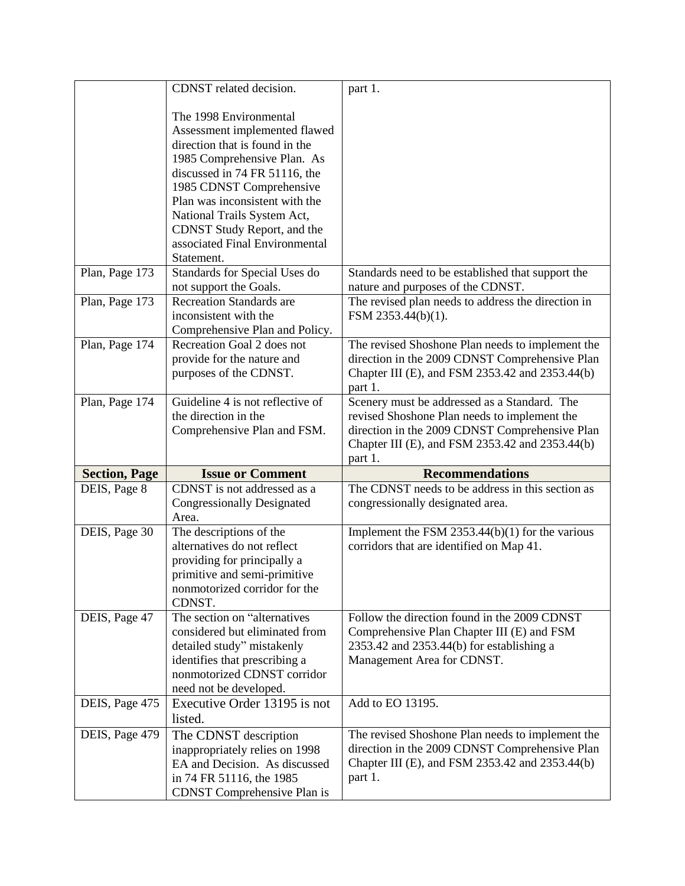| | | |
|---|---|---|
| | CDNST related decision.<br><br>The 1998 Environmental Assessment implemented flawed direction that is found in the 1985 Comprehensive Plan. As discussed in 74 FR 51116, the 1985 CDNST Comprehensive Plan was inconsistent with the National Trails System Act, CDNST Study Report, and the associated Final Environmental Statement. | part 1. |
| Plan, Page 173 | Standards for Special Uses do not support the Goals. | Standards need to be established that support the nature and purposes of the CDNST. |
| Plan, Page 173 | Recreation Standards are inconsistent with the Comprehensive Plan and Policy. | The revised plan needs to address the direction in FSM 2353.44(b)(1). |
| Plan, Page 174 | Recreation Goal 2 does not provide for the nature and purposes of the CDNST. | The revised Shoshone Plan needs to implement the direction in the 2009 CDNST Comprehensive Plan Chapter III (E), and FSM 2353.42 and 2353.44(b) part 1. |
| Plan, Page 174 | Guideline 4 is not reflective of the direction in the Comprehensive Plan and FSM. | Scenery must be addressed as a Standard. The revised Shoshone Plan needs to implement the direction in the 2009 CDNST Comprehensive Plan Chapter III (E), and FSM 2353.42 and 2353.44(b) part 1. |
| **Section, Page** | **Issue or Comment** | **Recommendations** |
| DEIS, Page 8 | CDNST is not addressed as a Congressionally Designated Area. | The CDNST needs to be address in this section as congressionally designated area. |
| DEIS, Page 30 | The descriptions of the alternatives do not reflect providing for principally a primitive and semi-primitive nonmotorized corridor for the CDNST. | Implement the FSM 2353.44(b)(1) for the various corridors that are identified on Map 41. |
| DEIS, Page 47 | The section on "alternatives considered but eliminated from detailed study" mistakenly identifies that prescribing a nonmotorized CDNST corridor need not be developed. | Follow the direction found in the 2009 CDNST Comprehensive Plan Chapter III (E) and FSM 2353.42 and 2353.44(b) for establishing a Management Area for CDNST. |
| DEIS, Page 475 | Executive Order 13195 is not listed. | Add to EO 13195. |
| DEIS, Page 479 | The CDNST description inappropriately relies on 1998 EA and Decision. As discussed in 74 FR 51116, the 1985 CDNST Comprehensive Plan is | The revised Shoshone Plan needs to implement the direction in the 2009 CDNST Comprehensive Plan Chapter III (E), and FSM 2353.42 and 2353.44(b) part 1. |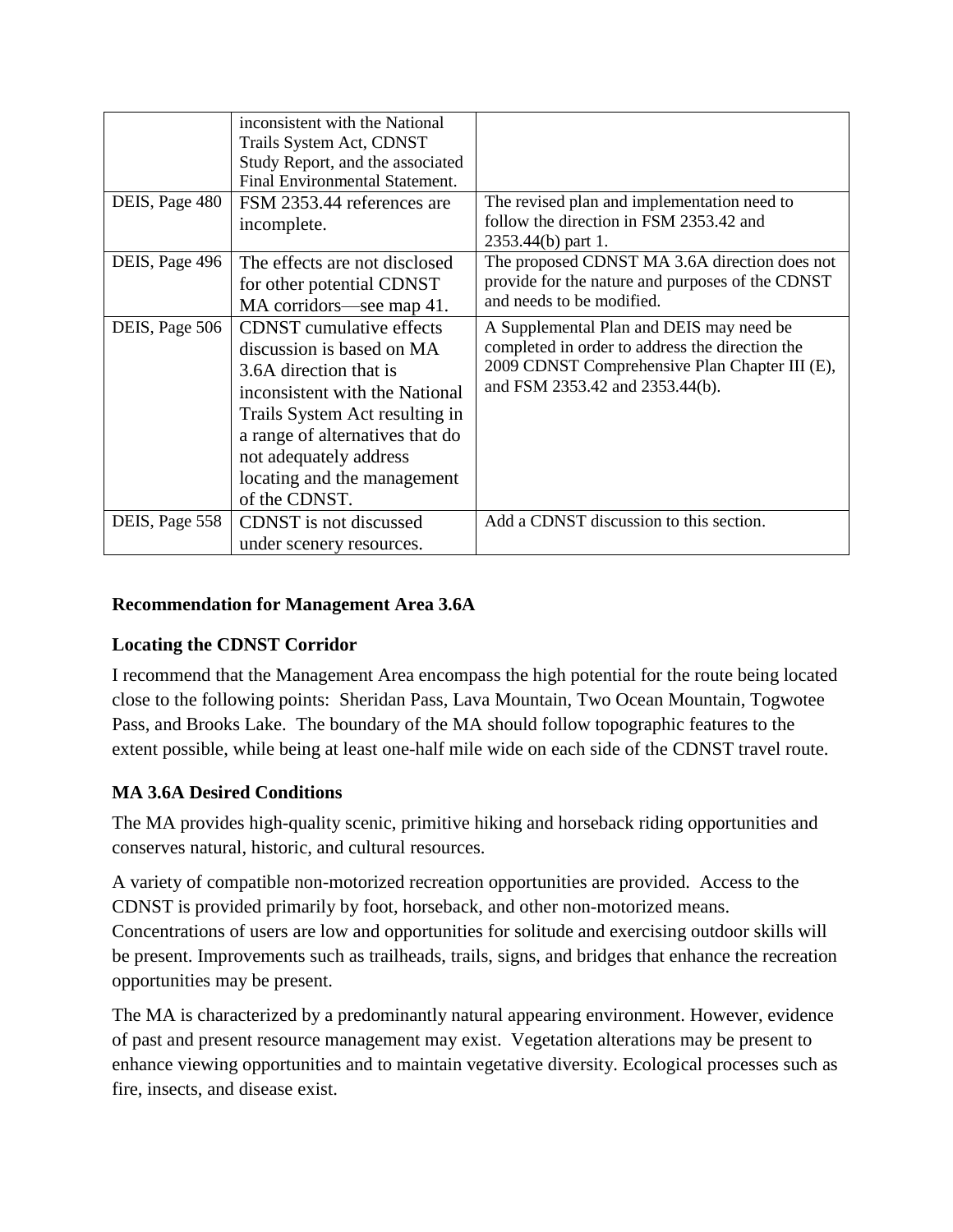| | | |
|---|---|---|
| | inconsistent with the National Trails System Act, CDNST Study Report, and the associated Final Environmental Statement. | |
| DEIS, Page 480 | FSM 2353.44 references are incomplete. | The revised plan and implementation need to follow the direction in FSM 2353.42 and 2353.44(b) part 1. |
| DEIS, Page 496 | The effects are not disclosed for other potential CDNST MA corridors—see map 41. | The proposed CDNST MA 3.6A direction does not provide for the nature and purposes of the CDNST and needs to be modified. |
| DEIS, Page 506 | CDNST cumulative effects discussion is based on MA 3.6A direction that is inconsistent with the National Trails System Act resulting in a range of alternatives that do not adequately address locating and the management of the CDNST. | A Supplemental Plan and DEIS may need be completed in order to address the direction the 2009 CDNST Comprehensive Plan Chapter III (E), and FSM 2353.42 and 2353.44(b). |
| DEIS, Page 558 | CDNST is not discussed under scenery resources. | Add a CDNST discussion to this section. |

**Recommendation for Management Area 3.6A**

**Locating the CDNST Corridor**

I recommend that the Management Area encompass the high potential for the route being located close to the following points: Sheridan Pass, Lava Mountain, Two Ocean Mountain, Togwotee Pass, and Brooks Lake. The boundary of the MA should follow topographic features to the extent possible, while being at least one-half mile wide on each side of the CDNST travel route.

**MA 3.6A Desired Conditions**

The MA provides high-quality scenic, primitive hiking and horseback riding opportunities and conserves natural, historic, and cultural resources.

A variety of compatible non-motorized recreation opportunities are provided. Access to the CDNST is provided primarily by foot, horseback, and other non-motorized means. Concentrations of users are low and opportunities for solitude and exercising outdoor skills will be present. Improvements such as trailheads, trails, signs, and bridges that enhance the recreation opportunities may be present.

The MA is characterized by a predominantly natural appearing environment. However, evidence of past and present resource management may exist. Vegetation alterations may be present to enhance viewing opportunities and to maintain vegetative diversity. Ecological processes such as fire, insects, and disease exist.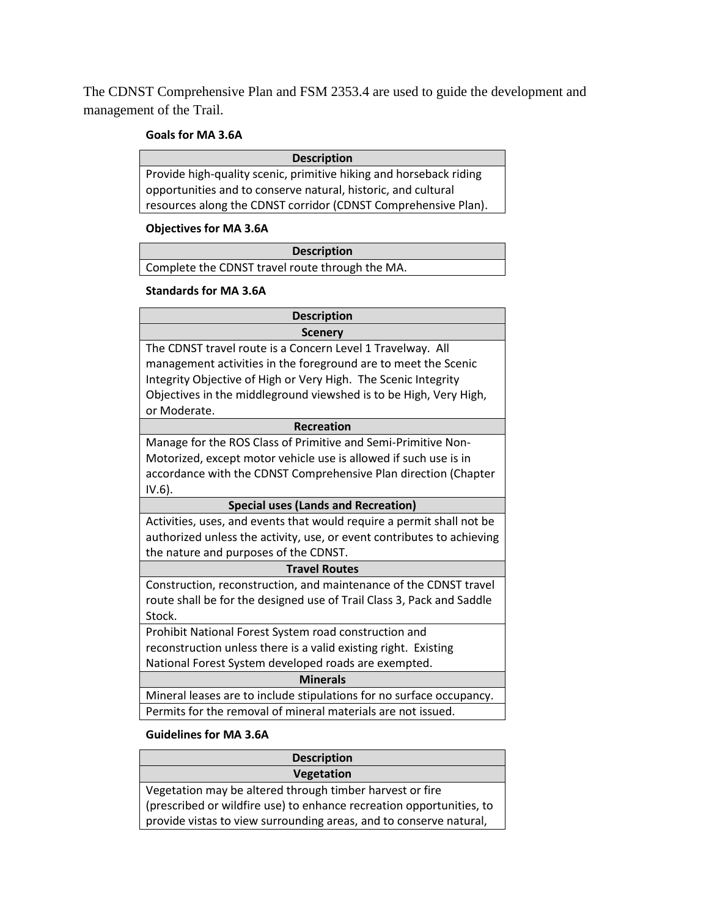The CDNST Comprehensive Plan and FSM 2353.4 are used to guide the development and management of the Trail.

**Goals for MA 3.6A**

| Description |
|---|
| Provide high-quality scenic, primitive hiking and horseback riding opportunities and to conserve natural, historic, and cultural resources along the CDNST corridor (CDNST Comprehensive Plan). |

**Objectives for MA 3.6A**

| Description |
|---|
| Complete the CDNST travel route through the MA. |

**Standards for MA 3.6A**

| Description |
|---|
| **Scenery** |
| The CDNST travel route is a Concern Level 1 Travelway. All management activities in the foreground are to meet the Scenic Integrity Objective of High or Very High. The Scenic Integrity Objectives in the middleground viewshed is to be High, Very High, or Moderate. |
| **Recreation** |
| Manage for the ROS Class of Primitive and Semi-Primitive Non-Motorized, except motor vehicle use is allowed if such use is in accordance with the CDNST Comprehensive Plan direction (Chapter IV.6). |
| **Special uses (Lands and Recreation)** |
| Activities, uses, and events that would require a permit shall not be authorized unless the activity, use, or event contributes to achieving the nature and purposes of the CDNST. |
| **Travel Routes** |
| Construction, reconstruction, and maintenance of the CDNST travel route shall be for the designed use of Trail Class 3, Pack and Saddle Stock. |
| Prohibit National Forest System road construction and reconstruction unless there is a valid existing right. Existing National Forest System developed roads are exempted. |
| **Minerals** |
| Mineral leases are to include stipulations for no surface occupancy. |
| Permits for the removal of mineral materials are not issued. |

**Guidelines for MA 3.6A**

| Description |
|---|
| **Vegetation** |
| Vegetation may be altered through timber harvest or fire (prescribed or wildfire use) to enhance recreation opportunities, to provide vistas to view surrounding areas, and to conserve natural, |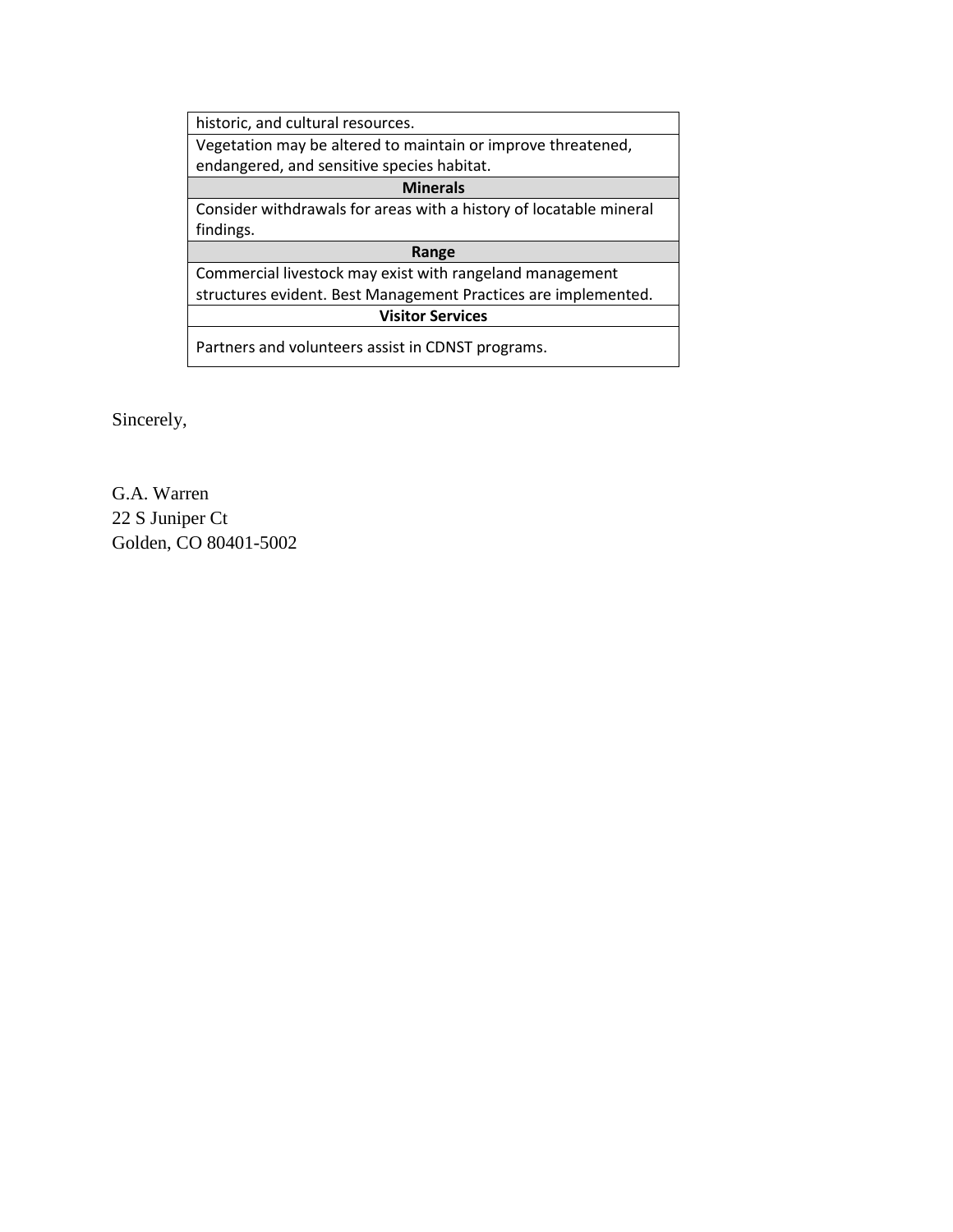| |
|---|
| historic, and cultural resources. |
| Vegetation may be altered to maintain or improve threatened, endangered, and sensitive species habitat. |
| **Minerals** |
| Consider withdrawals for areas with a history of locatable mineral findings. |
| **Range** |
| Commercial livestock may exist with rangeland management structures evident. Best Management Practices are implemented. |
| **Visitor Services** |
| Partners and volunteers assist in CDNST programs. |

Sincerely,

G.A. Warren
22 S Juniper Ct
Golden, CO 80401-5002